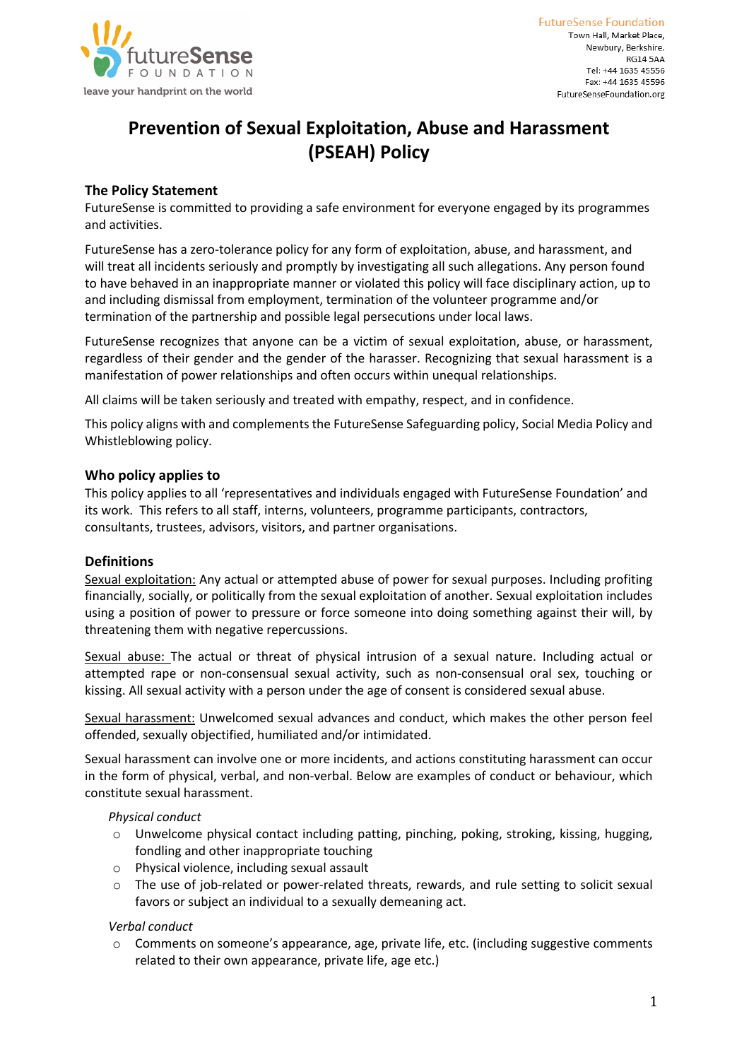FutureSense Foundation
Town Hall, Market Place,
Newbury, Berkshire.
RG14 5AA
Tel: +44 1635 45556
Fax: +44 1635 45596
FutureSenseFoundation.org

# Prevention of Sexual Exploitation, Abuse and Harassment (PSEAH) Policy

### The Policy Statement

FutureSense is committed to providing a safe environment for everyone engaged by its programmes and activities.

FutureSense has a zero-tolerance policy for any form of exploitation, abuse, and harassment, and will treat all incidents seriously and promptly by investigating all such allegations. Any person found to have behaved in an inappropriate manner or violated this policy will face disciplinary action, up to and including dismissal from employment, termination of the volunteer programme and/or termination of the partnership and possible legal persecutions under local laws.

FutureSense recognizes that anyone can be a victim of sexual exploitation, abuse, or harassment, regardless of their gender and the gender of the harasser. Recognizing that sexual harassment is a manifestation of power relationships and often occurs within unequal relationships.

All claims will be taken seriously and treated with empathy, respect, and in confidence.

This policy aligns with and complements the FutureSense Safeguarding policy, Social Media Policy and Whistleblowing policy.

### Who policy applies to

This policy applies to all 'representatives and individuals engaged with FutureSense Foundation' and its work. This refers to all staff, interns, volunteers, programme participants, contractors, consultants, trustees, advisors, visitors, and partner organisations.

### Definitions

Sexual exploitation: Any actual or attempted abuse of power for sexual purposes. Including profiting financially, socially, or politically from the sexual exploitation of another. Sexual exploitation includes using a position of power to pressure or force someone into doing something against their will, by threatening them with negative repercussions.

Sexual abuse: The actual or threat of physical intrusion of a sexual nature. Including actual or attempted rape or non-consensual sexual activity, such as non-consensual oral sex, touching or kissing. All sexual activity with a person under the age of consent is considered sexual abuse.

Sexual harassment: Unwelcomed sexual advances and conduct, which makes the other person feel offended, sexually objectified, humiliated and/or intimidated.

Sexual harassment can involve one or more incidents, and actions constituting harassment can occur in the form of physical, verbal, and non-verbal. Below are examples of conduct or behaviour, which constitute sexual harassment.

*Physical conduct*

- Unwelcome physical contact including patting, pinching, poking, stroking, kissing, hugging, fondling and other inappropriate touching
- Physical violence, including sexual assault
- The use of job-related or power-related threats, rewards, and rule setting to solicit sexual favors or subject an individual to a sexually demeaning act.

*Verbal conduct*

- Comments on someone's appearance, age, private life, etc. (including suggestive comments related to their own appearance, private life, age etc.)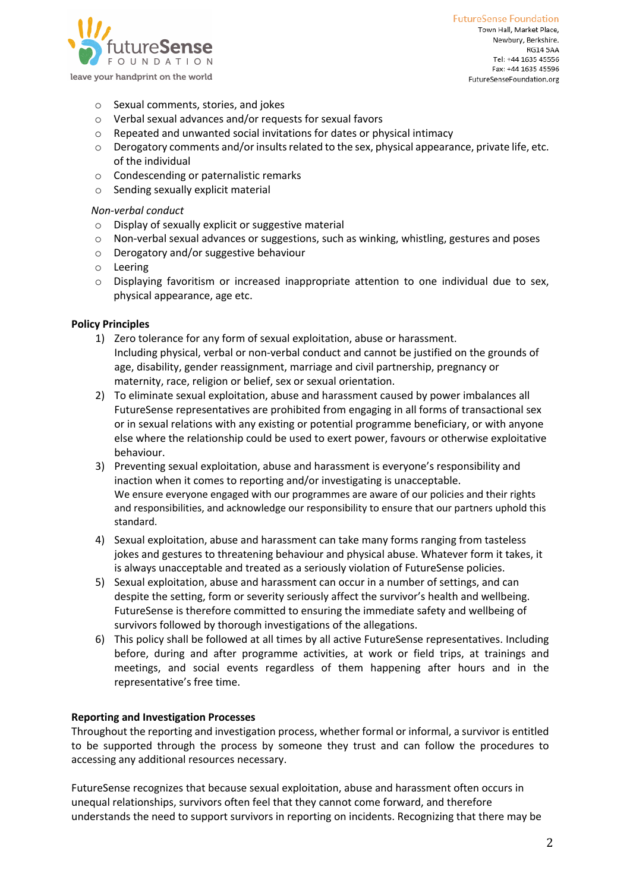- Sexual comments, stories, and jokes
- Verbal sexual advances and/or requests for sexual favors
- Repeated and unwanted social invitations for dates or physical intimacy
- Derogatory comments and/or insults related to the sex, physical appearance, private life, etc. of the individual
- Condescending or paternalistic remarks
- Sending sexually explicit material

*Non-verbal conduct*

- Display of sexually explicit or suggestive material
- Non-verbal sexual advances or suggestions, such as winking, whistling, gestures and poses
- Derogatory and/or suggestive behaviour
- Leering
- Displaying favoritism or increased inappropriate attention to one individual due to sex, physical appearance, age etc.

**Policy Principles**

1) Zero tolerance for any form of sexual exploitation, abuse or harassment. Including physical, verbal or non-verbal conduct and cannot be justified on the grounds of age, disability, gender reassignment, marriage and civil partnership, pregnancy or maternity, race, religion or belief, sex or sexual orientation.
2) To eliminate sexual exploitation, abuse and harassment caused by power imbalances all FutureSense representatives are prohibited from engaging in all forms of transactional sex or in sexual relations with any existing or potential programme beneficiary, or with anyone else where the relationship could be used to exert power, favours or otherwise exploitative behaviour.
3) Preventing sexual exploitation, abuse and harassment is everyone's responsibility and inaction when it comes to reporting and/or investigating is unacceptable. We ensure everyone engaged with our programmes are aware of our policies and their rights and responsibilities, and acknowledge our responsibility to ensure that our partners uphold this standard.
4) Sexual exploitation, abuse and harassment can take many forms ranging from tasteless jokes and gestures to threatening behaviour and physical abuse. Whatever form it takes, it is always unacceptable and treated as a seriously violation of FutureSense policies.
5) Sexual exploitation, abuse and harassment can occur in a number of settings, and can despite the setting, form or severity seriously affect the survivor's health and wellbeing. FutureSense is therefore committed to ensuring the immediate safety and wellbeing of survivors followed by thorough investigations of the allegations.
6) This policy shall be followed at all times by all active FutureSense representatives. Including before, during and after programme activities, at work or field trips, at trainings and meetings, and social events regardless of them happening after hours and in the representative's free time.

**Reporting and Investigation Processes**

Throughout the reporting and investigation process, whether formal or informal, a survivor is entitled to be supported through the process by someone they trust and can follow the procedures to accessing any additional resources necessary.

FutureSense recognizes that because sexual exploitation, abuse and harassment often occurs in unequal relationships, survivors often feel that they cannot come forward, and therefore understands the need to support survivors in reporting on incidents. Recognizing that there may be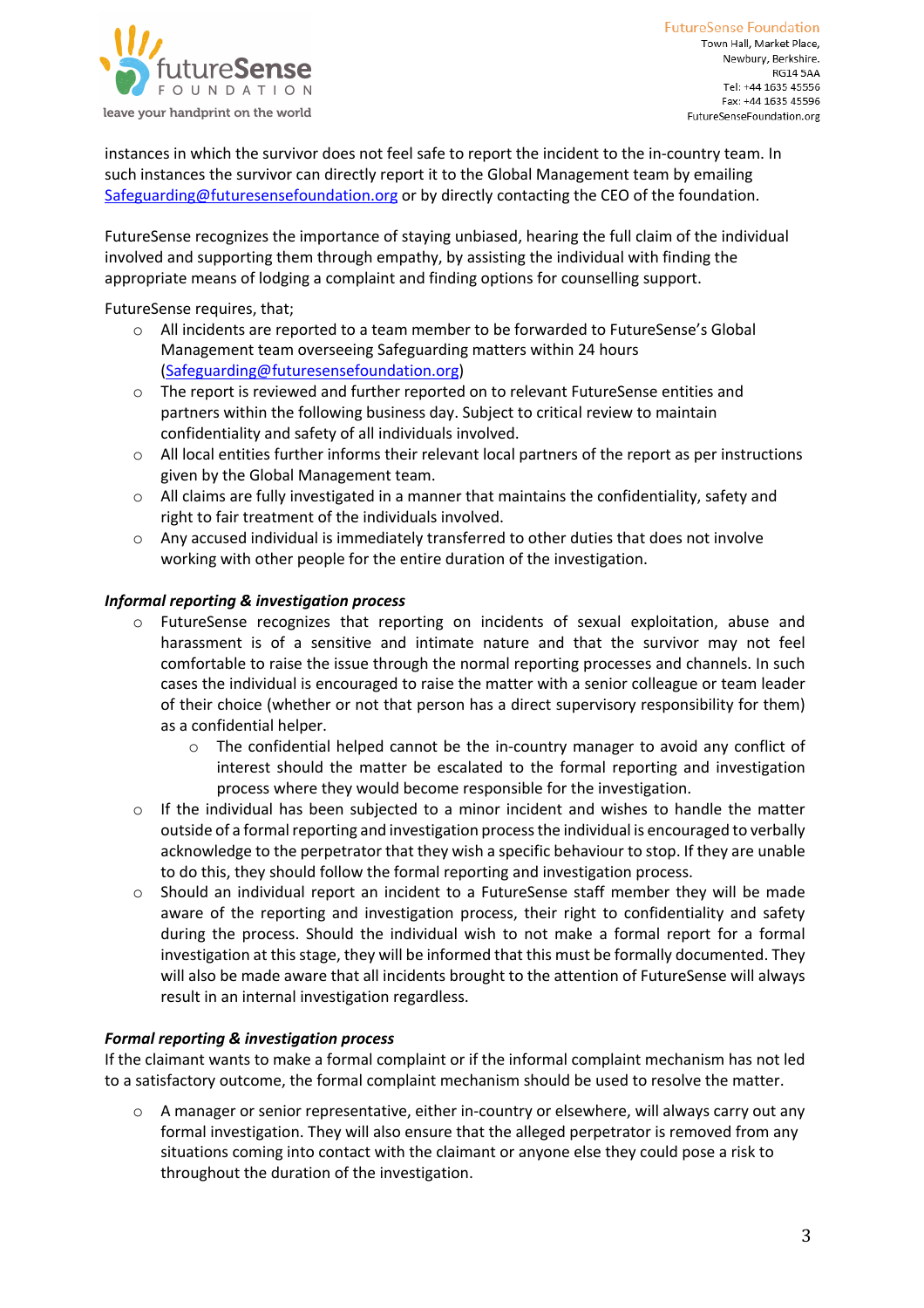instances in which the survivor does not feel safe to report the incident to the in-country team. In such instances the survivor can directly report it to the Global Management team by emailing Safeguarding@futuresensefoundation.org or by directly contacting the CEO of the foundation.

FutureSense recognizes the importance of staying unbiased, hearing the full claim of the individual involved and supporting them through empathy, by assisting the individual with finding the appropriate means of lodging a complaint and finding options for counselling support.

FutureSense requires, that;

- All incidents are reported to a team member to be forwarded to FutureSense's Global Management team overseeing Safeguarding matters within 24 hours (Safeguarding@futuresensefoundation.org)
- The report is reviewed and further reported on to relevant FutureSense entities and partners within the following business day. Subject to critical review to maintain confidentiality and safety of all individuals involved.
- All local entities further informs their relevant local partners of the report as per instructions given by the Global Management team.
- All claims are fully investigated in a manner that maintains the confidentiality, safety and right to fair treatment of the individuals involved.
- Any accused individual is immediately transferred to other duties that does not involve working with other people for the entire duration of the investigation.

***Informal reporting & investigation process***

- FutureSense recognizes that reporting on incidents of sexual exploitation, abuse and harassment is of a sensitive and intimate nature and that the survivor may not feel comfortable to raise the issue through the normal reporting processes and channels. In such cases the individual is encouraged to raise the matter with a senior colleague or team leader of their choice (whether or not that person has a direct supervisory responsibility for them) as a confidential helper.
    - The confidential helped cannot be the in-country manager to avoid any conflict of interest should the matter be escalated to the formal reporting and investigation process where they would become responsible for the investigation.
- If the individual has been subjected to a minor incident and wishes to handle the matter outside of a formal reporting and investigation process the individual is encouraged to verbally acknowledge to the perpetrator that they wish a specific behaviour to stop. If they are unable to do this, they should follow the formal reporting and investigation process.
- Should an individual report an incident to a FutureSense staff member they will be made aware of the reporting and investigation process, their right to confidentiality and safety during the process. Should the individual wish to not make a formal report for a formal investigation at this stage, they will be informed that this must be formally documented. They will also be made aware that all incidents brought to the attention of FutureSense will always result in an internal investigation regardless.

***Formal reporting & investigation process***

If the claimant wants to make a formal complaint or if the informal complaint mechanism has not led to a satisfactory outcome, the formal complaint mechanism should be used to resolve the matter.

- A manager or senior representative, either in-country or elsewhere, will always carry out any formal investigation. They will also ensure that the alleged perpetrator is removed from any situations coming into contact with the claimant or anyone else they could pose a risk to throughout the duration of the investigation.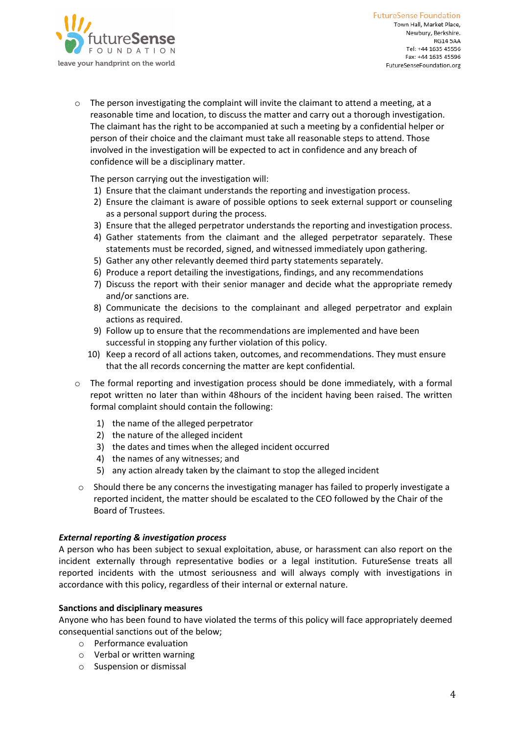- The person investigating the complaint will invite the claimant to attend a meeting, at a reasonable time and location, to discuss the matter and carry out a thorough investigation. The claimant has the right to be accompanied at such a meeting by a confidential helper or person of their choice and the claimant must take all reasonable steps to attend. Those involved in the investigation will be expected to act in confidence and any breach of confidence will be a disciplinary matter.

  The person carrying out the investigation will:
  1) Ensure that the claimant understands the reporting and investigation process.
  2) Ensure the claimant is aware of possible options to seek external support or counseling as a personal support during the process.
  3) Ensure that the alleged perpetrator understands the reporting and investigation process.
  4) Gather statements from the claimant and the alleged perpetrator separately. These statements must be recorded, signed, and witnessed immediately upon gathering.
  5) Gather any other relevantly deemed third party statements separately.
  6) Produce a report detailing the investigations, findings, and any recommendations
  7) Discuss the report with their senior manager and decide what the appropriate remedy and/or sanctions are.
  8) Communicate the decisions to the complainant and alleged perpetrator and explain actions as required.
  9) Follow up to ensure that the recommendations are implemented and have been successful in stopping any further violation of this policy.
  10) Keep a record of all actions taken, outcomes, and recommendations. They must ensure that the all records concerning the matter are kept confidential.

- The formal reporting and investigation process should be done immediately, with a formal repot written no later than within 48hours of the incident having been raised. The written formal complaint should contain the following:

  1) the name of the alleged perpetrator
  2) the nature of the alleged incident
  3) the dates and times when the alleged incident occurred
  4) the names of any witnesses; and
  5) any action already taken by the claimant to stop the alleged incident

- Should there be any concerns the investigating manager has failed to properly investigate a reported incident, the matter should be escalated to the CEO followed by the Chair of the Board of Trustees.

***External reporting & investigation process***

A person who has been subject to sexual exploitation, abuse, or harassment can also report on the incident externally through representative bodies or a legal institution. FutureSense treats all reported incidents with the utmost seriousness and will always comply with investigations in accordance with this policy, regardless of their internal or external nature.

**Sanctions and disciplinary measures**

Anyone who has been found to have violated the terms of this policy will face appropriately deemed consequential sanctions out of the below;

- Performance evaluation
- Verbal or written warning
- Suspension or dismissal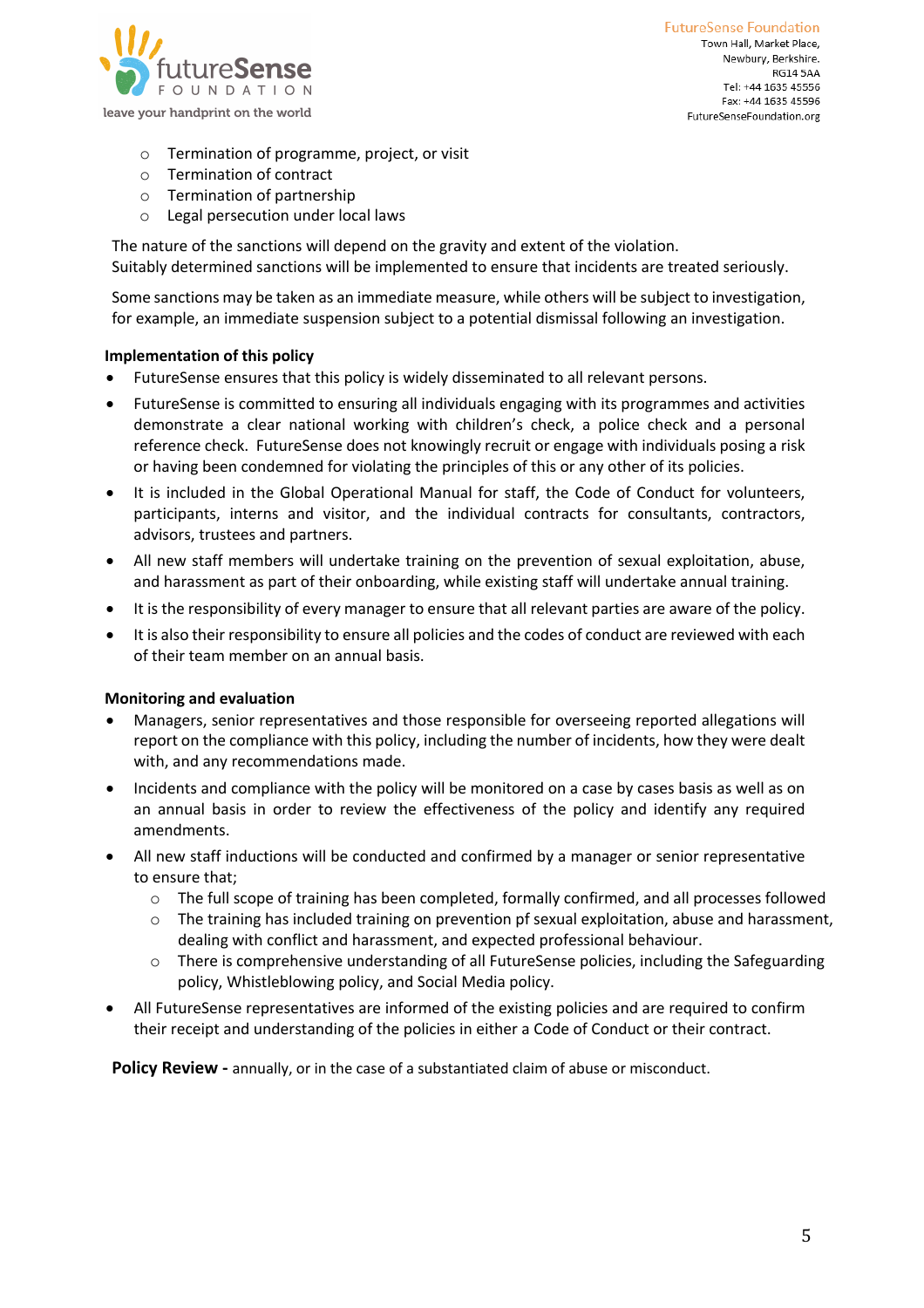- Termination of programme, project, or visit
- Termination of contract
- Termination of partnership
- Legal persecution under local laws

The nature of the sanctions will depend on the gravity and extent of the violation.
Suitably determined sanctions will be implemented to ensure that incidents are treated seriously.

Some sanctions may be taken as an immediate measure, while others will be subject to investigation, for example, an immediate suspension subject to a potential dismissal following an investigation.

**Implementation of this policy**

- FutureSense ensures that this policy is widely disseminated to all relevant persons.
- FutureSense is committed to ensuring all individuals engaging with its programmes and activities demonstrate a clear national working with children's check, a police check and a personal reference check. FutureSense does not knowingly recruit or engage with individuals posing a risk or having been condemned for violating the principles of this or any other of its policies.
- It is included in the Global Operational Manual for staff, the Code of Conduct for volunteers, participants, interns and visitor, and the individual contracts for consultants, contractors, advisors, trustees and partners.
- All new staff members will undertake training on the prevention of sexual exploitation, abuse, and harassment as part of their onboarding, while existing staff will undertake annual training.
- It is the responsibility of every manager to ensure that all relevant parties are aware of the policy.
- It is also their responsibility to ensure all policies and the codes of conduct are reviewed with each of their team member on an annual basis.

**Monitoring and evaluation**

- Managers, senior representatives and those responsible for overseeing reported allegations will report on the compliance with this policy, including the number of incidents, how they were dealt with, and any recommendations made.
- Incidents and compliance with the policy will be monitored on a case by cases basis as well as on an annual basis in order to review the effectiveness of the policy and identify any required amendments.
- All new staff inductions will be conducted and confirmed by a manager or senior representative to ensure that;
  - The full scope of training has been completed, formally confirmed, and all processes followed
  - The training has included training on prevention pf sexual exploitation, abuse and harassment, dealing with conflict and harassment, and expected professional behaviour.
  - There is comprehensive understanding of all FutureSense policies, including the Safeguarding policy, Whistleblowing policy, and Social Media policy.
- All FutureSense representatives are informed of the existing policies and are required to confirm their receipt and understanding of the policies in either a Code of Conduct or their contract.

**Policy Review -** annually, or in the case of a substantiated claim of abuse or misconduct.